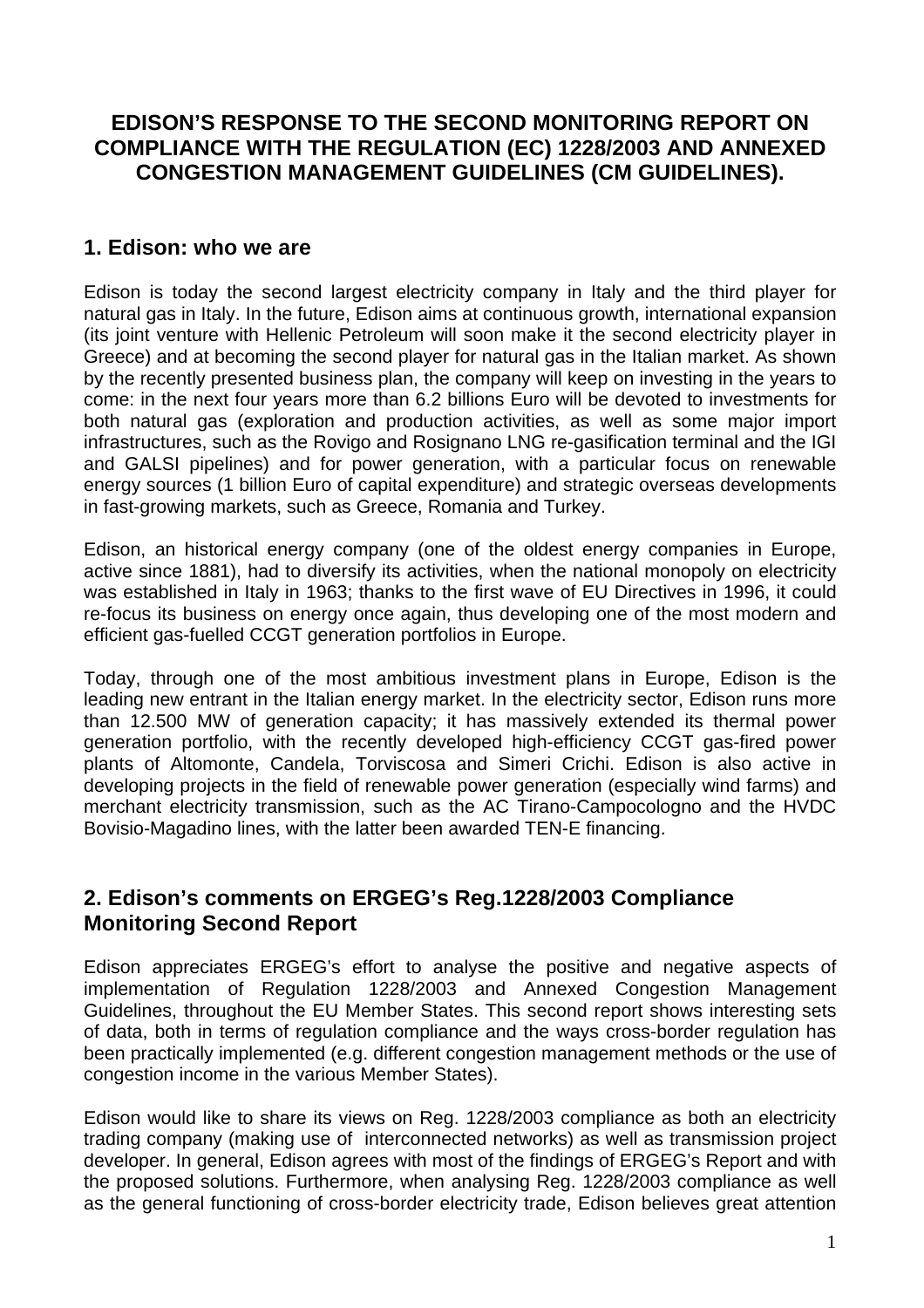# EDISON'S RESPONSE TO THE SECOND MONITORING REPORT ON COMPLIANCE WITH THE REGULATION (EC) 1228/2003 AND ANNEXED CONGESTION MANAGEMENT GUIDELINES (CM GUIDELINES).

## 1. Edison: who we are

Edison is today the second largest electricity company in Italy and the third player for natural gas in Italy. In the future, Edison aims at continuous growth, international expansion (its joint venture with Hellenic Petroleum will soon make it the second electricity player in Greece) and at becoming the second player for natural gas in the Italian market. As shown by the recently presented business plan, the company will keep on investing in the years to come: in the next four years more than 6.2 billions Euro will be devoted to investments for both natural gas (exploration and production activities, as well as some major import infrastructures, such as the Rovigo and Rosignano LNG re-gasification terminal and the IGI and GALSI pipelines) and for power generation, with a particular focus on renewable energy sources (1 billion Euro of capital expenditure) and strategic overseas developments in fast-growing markets, such as Greece, Romania and Turkey.

Edison, an historical energy company (one of the oldest energy companies in Europe, active since 1881), had to diversify its activities, when the national monopoly on electricity was established in Italy in 1963; thanks to the first wave of EU Directives in 1996, it could re-focus its business on energy once again, thus developing one of the most modern and efficient gas-fuelled CCGT generation portfolios in Europe.

Today, through one of the most ambitious investment plans in Europe, Edison is the leading new entrant in the Italian energy market. In the electricity sector, Edison runs more than 12.500 MW of generation capacity; it has massively extended its thermal power generation portfolio, with the recently developed high-efficiency CCGT gas-fired power plants of Altomonte, Candela, Torviscosa and Simeri Crichi. Edison is also active in developing projects in the field of renewable power generation (especially wind farms) and merchant electricity transmission, such as the AC Tirano-Campocologno and the HVDC Bovisio-Magadino lines, with the latter been awarded TEN-E financing.

## 2. Edison's comments on ERGEG's Reg.1228/2003 Compliance Monitoring Second Report

Edison appreciates ERGEG's effort to analyse the positive and negative aspects of implementation of Regulation 1228/2003 and Annexed Congestion Management Guidelines, throughout the EU Member States. This second report shows interesting sets of data, both in terms of regulation compliance and the ways cross-border regulation has been practically implemented (e.g. different congestion management methods or the use of congestion income in the various Member States).

Edison would like to share its views on Reg. 1228/2003 compliance as both an electricity trading company (making use of interconnected networks) as well as transmission project developer. In general, Edison agrees with most of the findings of ERGEG's Report and with the proposed solutions. Furthermore, when analysing Reg. 1228/2003 compliance as well as the general functioning of cross-border electricity trade, Edison believes great attention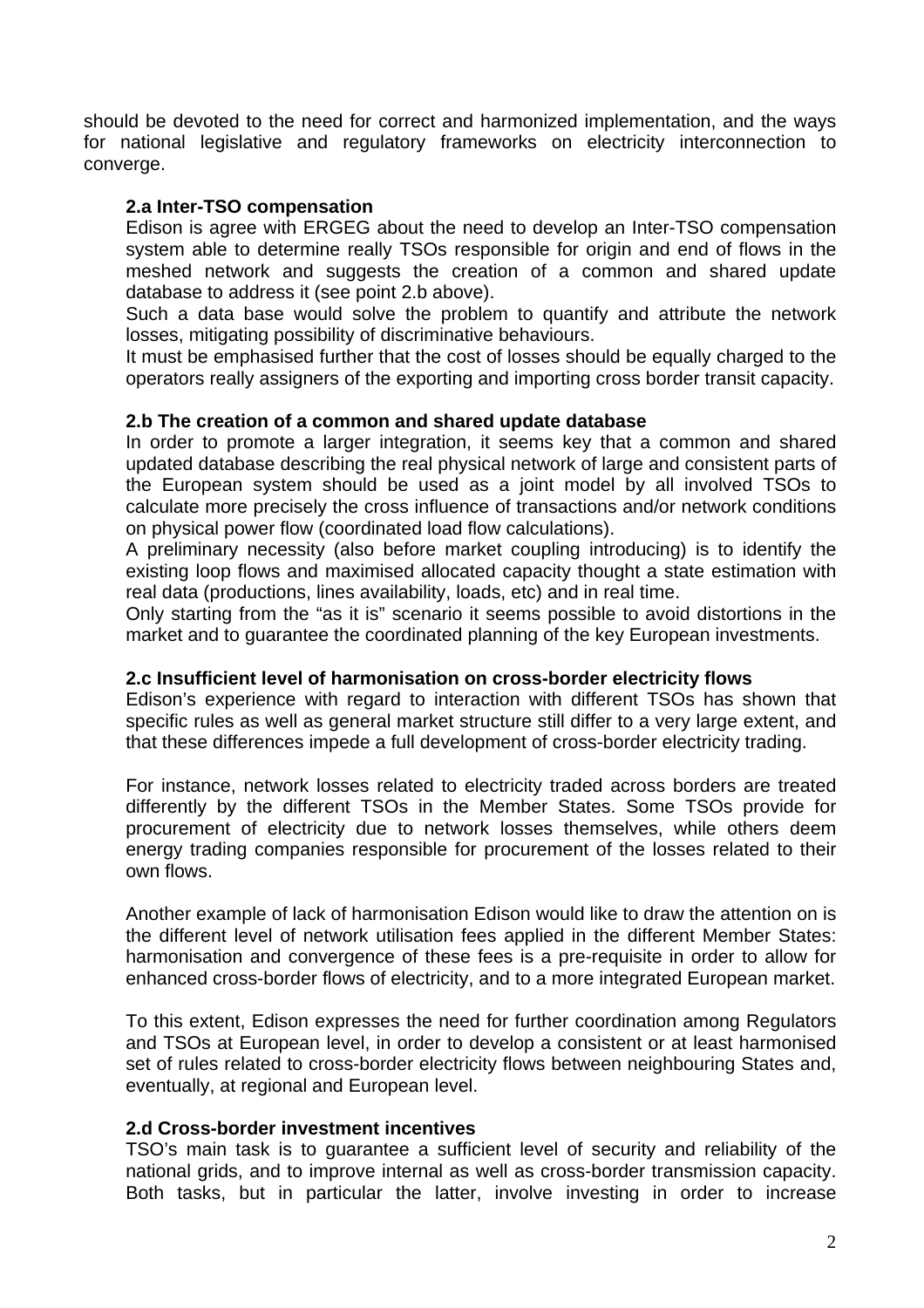should be devoted to the need for correct and harmonized implementation, and the ways for national legislative and regulatory frameworks on electricity interconnection to converge.

### 2.a Inter-TSO compensation

Edison is agree with ERGEG about the need to develop an Inter-TSO compensation system able to determine really TSOs responsible for origin and end of flows in the meshed network and suggests the creation of a common and shared update database to address it (see point 2.b above).

Such a data base would solve the problem to quantify and attribute the network losses, mitigating possibility of discriminative behaviours.

It must be emphasised further that the cost of losses should be equally charged to the operators really assigners of the exporting and importing cross border transit capacity.

### 2.b The creation of a common and shared update database

In order to promote a larger integration, it seems key that a common and shared updated database describing the real physical network of large and consistent parts of the European system should be used as a joint model by all involved TSOs to calculate more precisely the cross influence of transactions and/or network conditions on physical power flow (coordinated load flow calculations).

A preliminary necessity (also before market coupling introducing) is to identify the existing loop flows and maximised allocated capacity thought a state estimation with real data (productions, lines availability, loads, etc) and in real time.

Only starting from the "as it is" scenario it seems possible to avoid distortions in the market and to guarantee the coordinated planning of the key European investments.

### 2.c Insufficient level of harmonisation on cross-border electricity flows

Edison's experience with regard to interaction with different TSOs has shown that specific rules as well as general market structure still differ to a very large extent, and that these differences impede a full development of cross-border electricity trading.

For instance, network losses related to electricity traded across borders are treated differently by the different TSOs in the Member States. Some TSOs provide for procurement of electricity due to network losses themselves, while others deem energy trading companies responsible for procurement of the losses related to their own flows.

Another example of lack of harmonisation Edison would like to draw the attention on is the different level of network utilisation fees applied in the different Member States: harmonisation and convergence of these fees is a pre-requisite in order to allow for enhanced cross-border flows of electricity, and to a more integrated European market.

To this extent, Edison expresses the need for further coordination among Regulators and TSOs at European level, in order to develop a consistent or at least harmonised set of rules related to cross-border electricity flows between neighbouring States and, eventually, at regional and European level.

### 2.d Cross-border investment incentives

TSO's main task is to guarantee a sufficient level of security and reliability of the national grids, and to improve internal as well as cross-border transmission capacity. Both tasks, but in particular the latter, involve investing in order to increase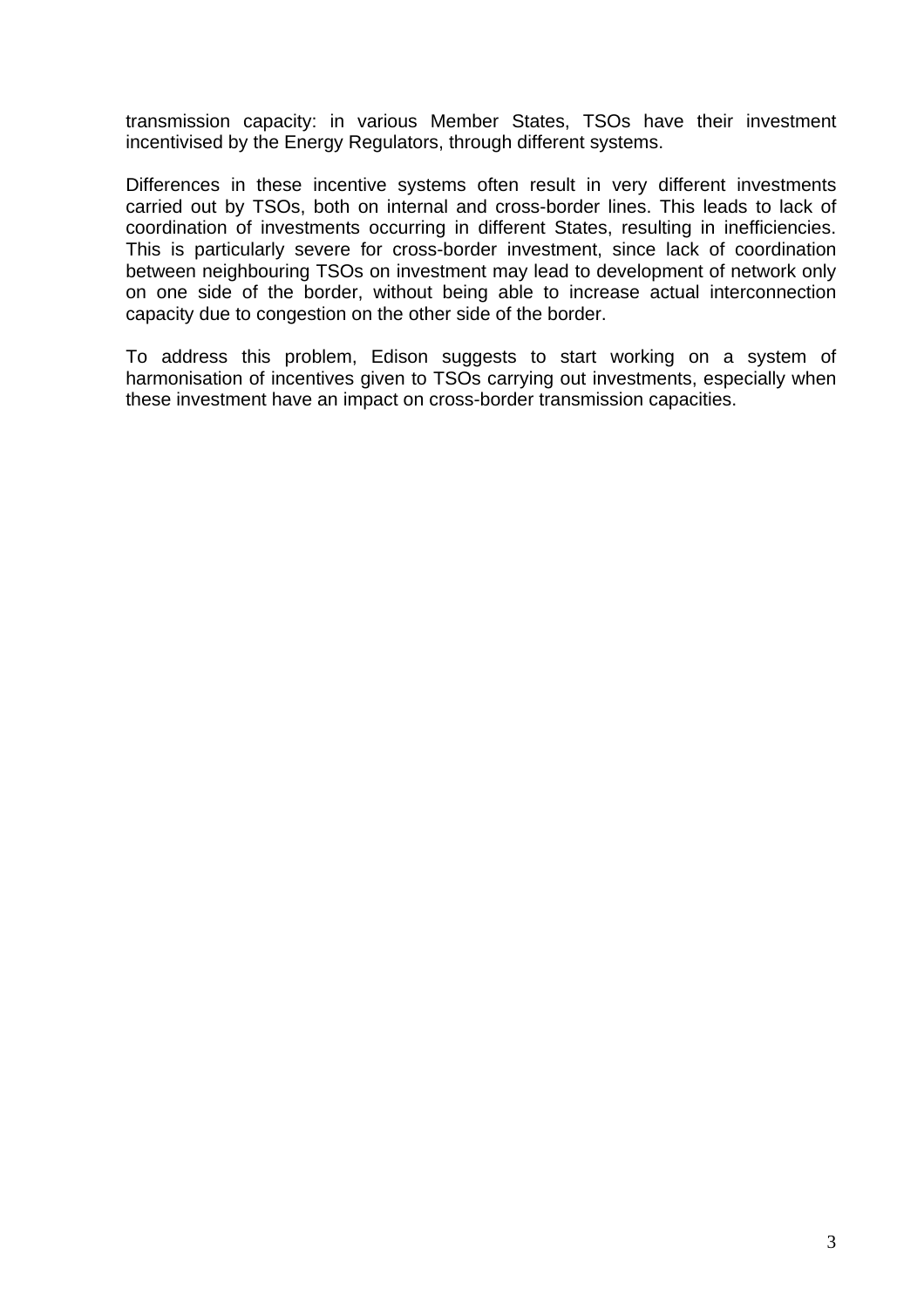transmission capacity: in various Member States, TSOs have their investment incentivised by the Energy Regulators, through different systems.

Differences in these incentive systems often result in very different investments carried out by TSOs, both on internal and cross-border lines. This leads to lack of coordination of investments occurring in different States, resulting in inefficiencies. This is particularly severe for cross-border investment, since lack of coordination between neighbouring TSOs on investment may lead to development of network only on one side of the border, without being able to increase actual interconnection capacity due to congestion on the other side of the border.

To address this problem, Edison suggests to start working on a system of harmonisation of incentives given to TSOs carrying out investments, especially when these investment have an impact on cross-border transmission capacities.